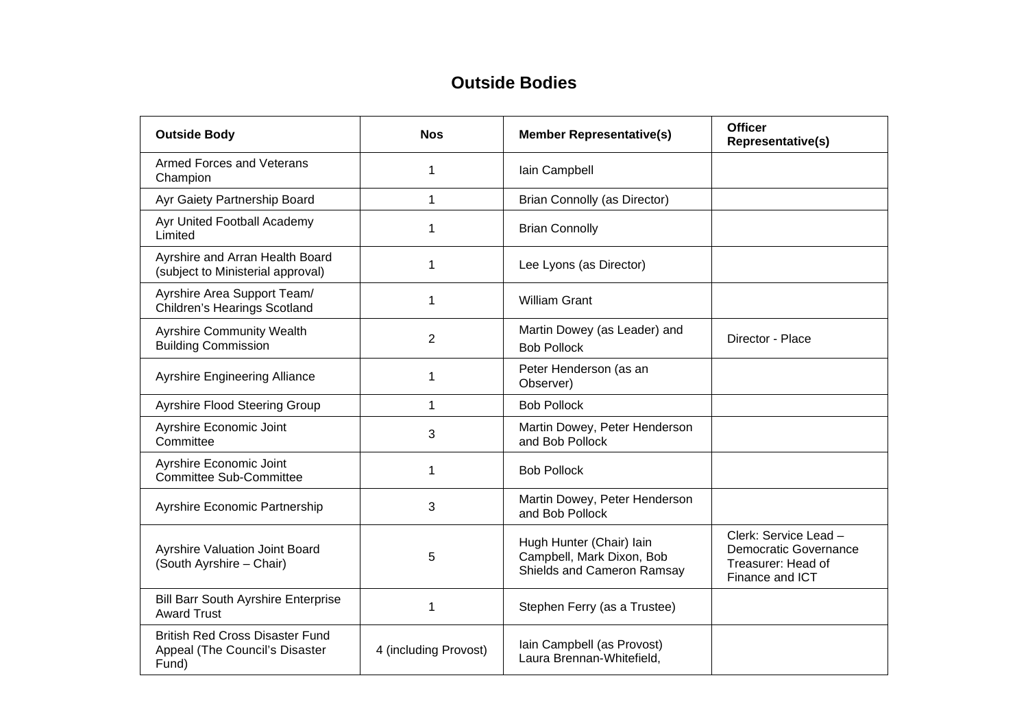# Outside Bodies

| Outside Body | Nos | Member Representative(s) | Officer Representative(s) |
|---|---|---|---|
| Armed Forces and Veterans Champion | 1 | Iain Campbell | |
| Ayr Gaiety Partnership Board | 1 | Brian Connolly (as Director) | |
| Ayr United Football Academy Limited | 1 | Brian Connolly | |
| Ayrshire and Arran Health Board (subject to Ministerial approval) | 1 | Lee Lyons (as Director) | |
| Ayrshire Area Support Team/ Children's Hearings Scotland | 1 | William Grant | |
| Ayrshire Community Wealth Building Commission | 2 | Martin Dowey (as Leader) and Bob Pollock | Director - Place |
| Ayrshire Engineering Alliance | 1 | Peter Henderson (as an Observer) | |
| Ayrshire Flood Steering Group | 1 | Bob Pollock | |
| Ayrshire Economic Joint Committee | 3 | Martin Dowey, Peter Henderson and Bob Pollock | |
| Ayrshire Economic Joint Committee Sub-Committee | 1 | Bob Pollock | |
| Ayrshire Economic Partnership | 3 | Martin Dowey, Peter Henderson and Bob Pollock | |
| Ayrshire Valuation Joint Board (South Ayrshire – Chair) | 5 | Hugh Hunter (Chair) Iain Campbell, Mark Dixon, Bob Shields and Cameron Ramsay | Clerk: Service Lead – Democratic Governance Treasurer: Head of Finance and ICT |
| Bill Barr South Ayrshire Enterprise Award Trust | 1 | Stephen Ferry (as a Trustee) | |
| British Red Cross Disaster Fund Appeal (The Council's Disaster Fund) | 4 (including Provost) | Iain Campbell (as Provost) Laura Brennan-Whitefield, | |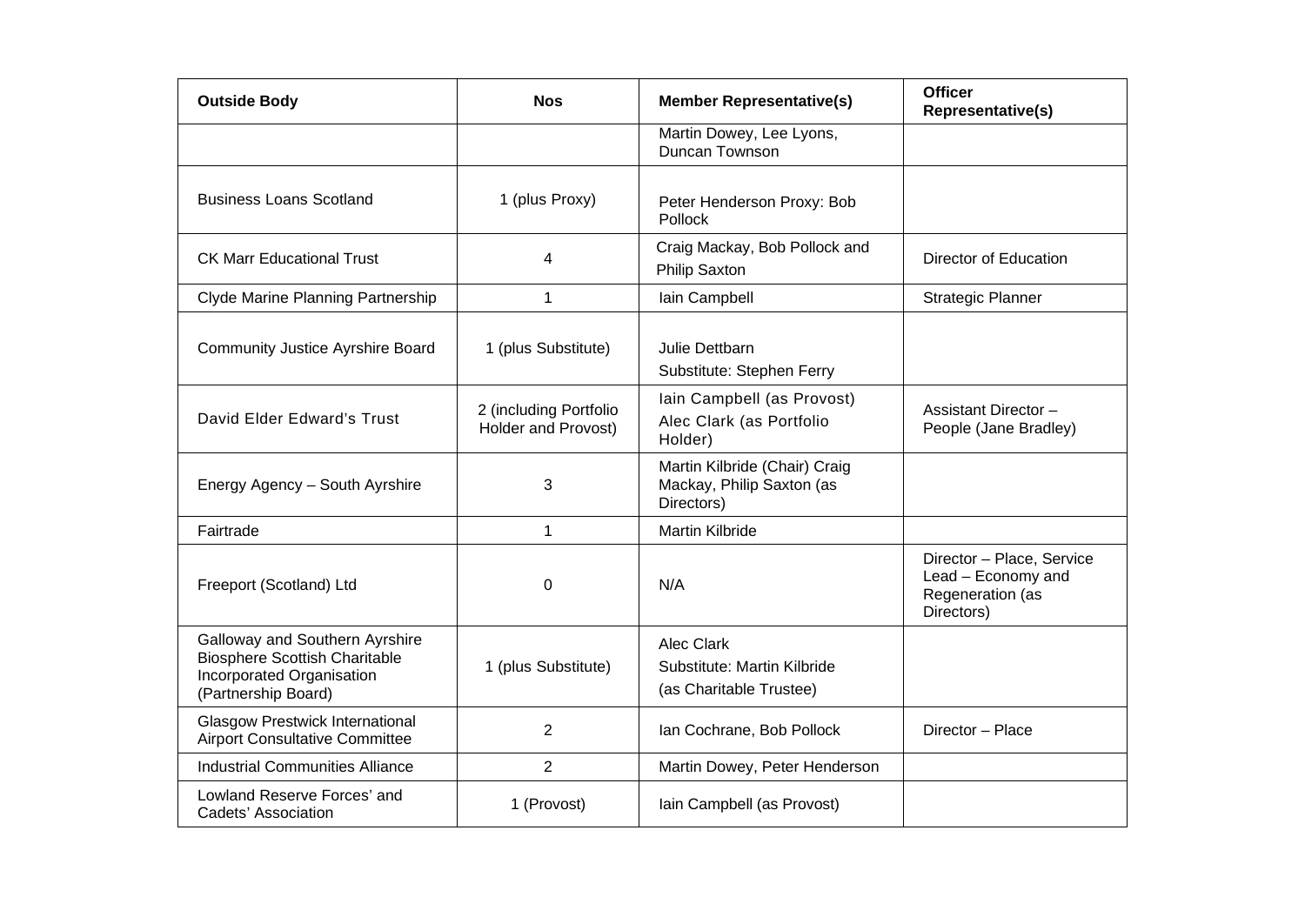| Outside Body | Nos | Member Representative(s) | Officer Representative(s) |
| --- | --- | --- | --- |
| | | Martin Dowey, Lee Lyons, Duncan Townson | |
| Business Loans Scotland | 1 (plus Proxy) | Peter Henderson Proxy: Bob Pollock | |
| CK Marr Educational Trust | 4 | Craig Mackay, Bob Pollock and Philip Saxton | Director of Education |
| Clyde Marine Planning Partnership | 1 | Iain Campbell | Strategic Planner |
| Community Justice Ayrshire Board | 1 (plus Substitute) | Julie Dettbarn<br>Substitute: Stephen Ferry | |
| David Elder Edward's Trust | 2 (including Portfolio Holder and Provost) | Iain Campbell (as Provost)<br>Alec Clark (as Portfolio Holder) | Assistant Director – People (Jane Bradley) |
| Energy Agency – South Ayrshire | 3 | Martin Kilbride (Chair) Craig Mackay, Philip Saxton (as Directors) | |
| Fairtrade | 1 | Martin Kilbride | |
| Freeport (Scotland) Ltd | 0 | N/A | Director – Place, Service Lead – Economy and Regeneration (as Directors) |
| Galloway and Southern Ayrshire Biosphere Scottish Charitable Incorporated Organisation (Partnership Board) | 1 (plus Substitute) | Alec Clark<br>Substitute: Martin Kilbride<br>(as Charitable Trustee) | |
| Glasgow Prestwick International Airport Consultative Committee | 2 | Ian Cochrane, Bob Pollock | Director – Place |
| Industrial Communities Alliance | 2 | Martin Dowey, Peter Henderson | |
| Lowland Reserve Forces' and Cadets' Association | 1 (Provost) | Iain Campbell (as Provost) | |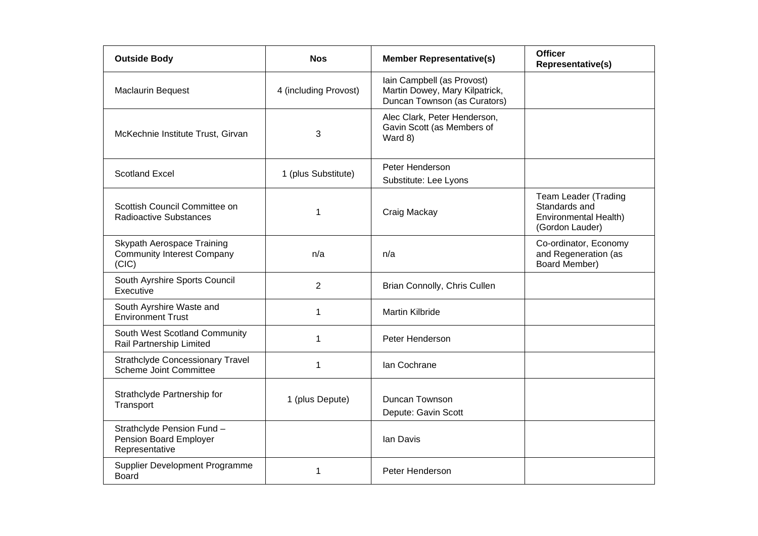| Outside Body | Nos | Member Representative(s) | Officer Representative(s) |
| --- | --- | --- | --- |
| Maclaurin Bequest | 4 (including Provost) | Iain Campbell (as Provost) Martin Dowey, Mary Kilpatrick, Duncan Townson (as Curators) | |
| McKechnie Institute Trust, Girvan | 3 | Alec Clark, Peter Henderson, Gavin Scott (as Members of Ward 8) | |
| Scotland Excel | 1 (plus Substitute) | Peter Henderson<br>Substitute: Lee Lyons | |
| Scottish Council Committee on Radioactive Substances | 1 | Craig Mackay | Team Leader (Trading Standards and Environmental Health) (Gordon Lauder) |
| Skypath Aerospace Training Community Interest Company (CIC) | n/a | n/a | Co-ordinator, Economy and Regeneration (as Board Member) |
| South Ayrshire Sports Council Executive | 2 | Brian Connolly, Chris Cullen | |
| South Ayrshire Waste and Environment Trust | 1 | Martin Kilbride | |
| South West Scotland Community Rail Partnership Limited | 1 | Peter Henderson | |
| Strathclyde Concessionary Travel Scheme Joint Committee | 1 | Ian Cochrane | |
| Strathclyde Partnership for Transport | 1 (plus Depute) | Duncan Townson<br>Depute: Gavin Scott | |
| Strathclyde Pension Fund – Pension Board Employer Representative | | Ian Davis | |
| Supplier Development Programme Board | 1 | Peter Henderson | |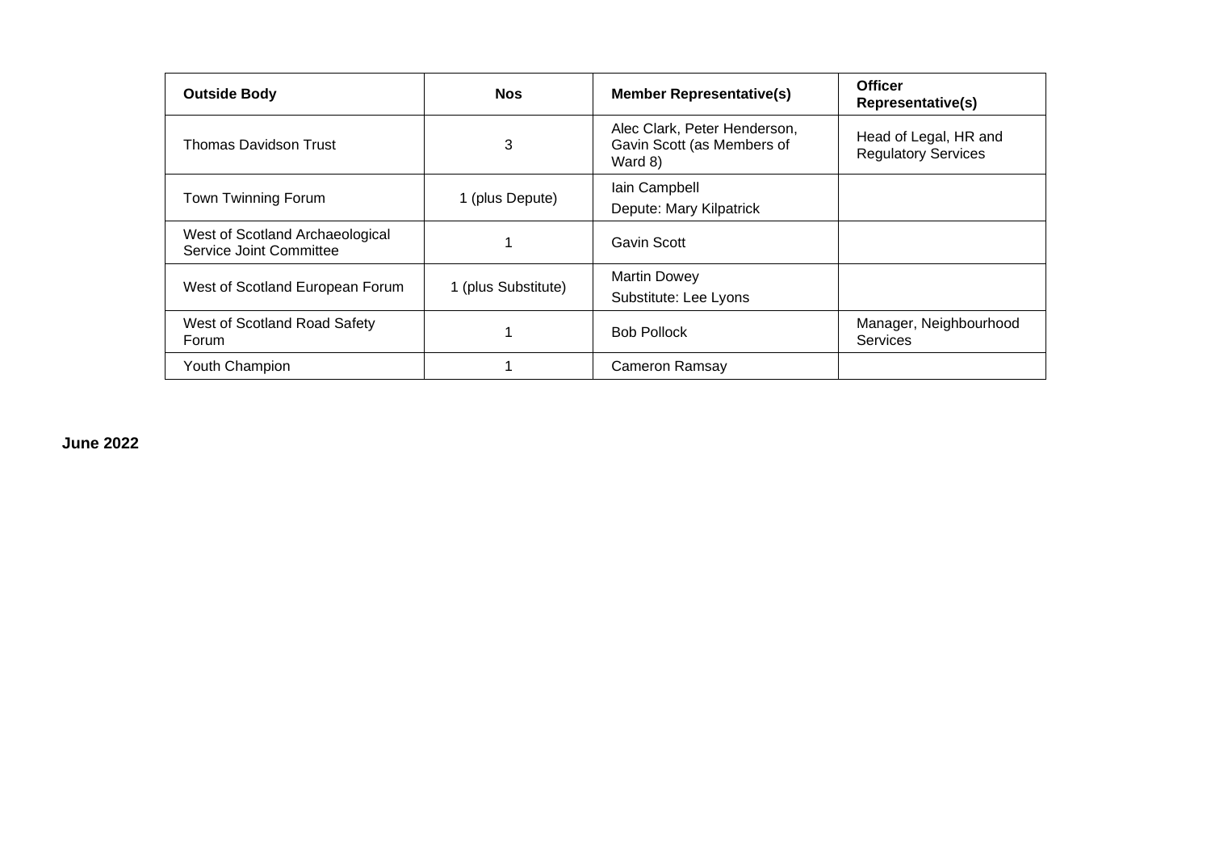| Outside Body | Nos | Member Representative(s) | Officer Representative(s) |
|---|---|---|---|
| Thomas Davidson Trust | 3 | Alec Clark, Peter Henderson, Gavin Scott (as Members of Ward 8) | Head of Legal, HR and Regulatory Services |
| Town Twinning Forum | 1 (plus Depute) | Iain Campbell<br>Depute: Mary Kilpatrick | |
| West of Scotland Archaeological Service Joint Committee | 1 | Gavin Scott | |
| West of Scotland European Forum | 1 (plus Substitute) | Martin Dowey<br>Substitute: Lee Lyons | |
| West of Scotland Road Safety Forum | 1 | Bob Pollock | Manager, Neighbourhood Services |
| Youth Champion | 1 | Cameron Ramsay | |

**June 2022**